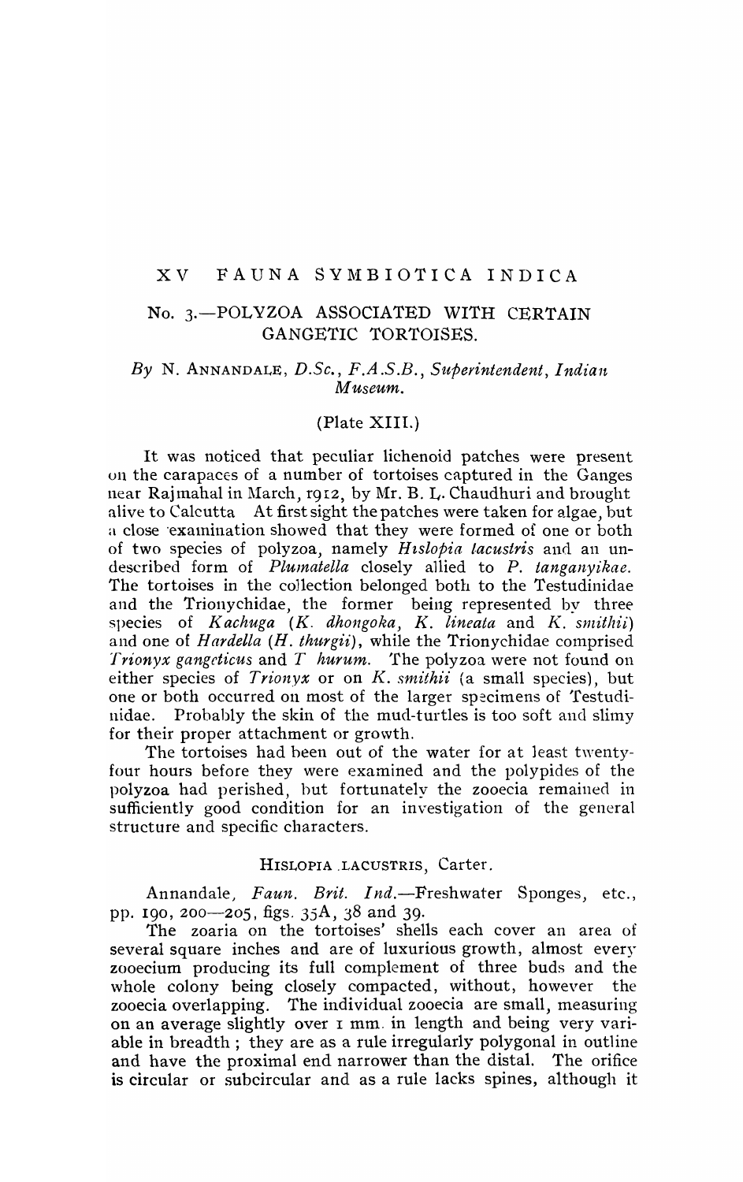# XV FAUNA SYMBIOTICA INDICA

## No. 3.—POLYZOA ASSOCIATED WITH CERTAIN GANGETIC TORTOISES.

*By* N. ANNANDALE, *D.Sc., F.A.S.B., Superintendent, Indian Museum.*

(Plate XIII.)

It was noticed that peculiar lichenoid patches were present on the carapaces of a number of tortoises captured in the Ganges near Rajmahal in March, 1912, by Mr. B. L. Chaudhuri and brought alive to Calcutta At first sight the patches were taken for algae, but a close examination showed that they were formed of one or both of two species of polyzoa, namely *Hislopia lacustris* and an undescribed form of *Plumatella* closely allied to *P. tanganyikae*. The tortoises in the collection belonged both to the Testudinidae and the Trionychidae, the former being represented by three species of *Kachuga* (*K. dhongoka*, *K. lineata* and *K. smithii*) and one of *Hardella* (*H. thurgii*), while the Trionychidae comprised *Trionyx gangeticus* and *T hurum*. The polyzoa were not found on either species of *Trionyx* or on *K. smithii* (a small species), but one or both occurred on most of the larger specimens of Testudinidae. Probably the skin of the mud-turtles is too soft and slimy for their proper attachment or growth.

The tortoises had been out of the water for at least twenty-four hours before they were examined and the polypides of the polyzoa had perished, but fortunately the zooecia remained in sufficiently good condition for an investigation of the general structure and specific characters.

### HISLOPIA LACUSTRIS, Carter.

Annandale, *Faun. Brit. Ind.*—Freshwater Sponges, etc., pp. 190, 200—205, figs. 35A, 38 and 39.

The zoaria on the tortoises' shells each cover an area of several square inches and are of luxurious growth, almost every zooecium producing its full complement of three buds and the whole colony being closely compacted, without, however the zooecia overlapping. The individual zooecia are small, measuring on an average slightly over 1 mm. in length and being very variable in breadth; they are as a rule irregularly polygonal in outline and have the proximal end narrower than the distal. The orifice is circular or subcircular and as a rule lacks spines, although it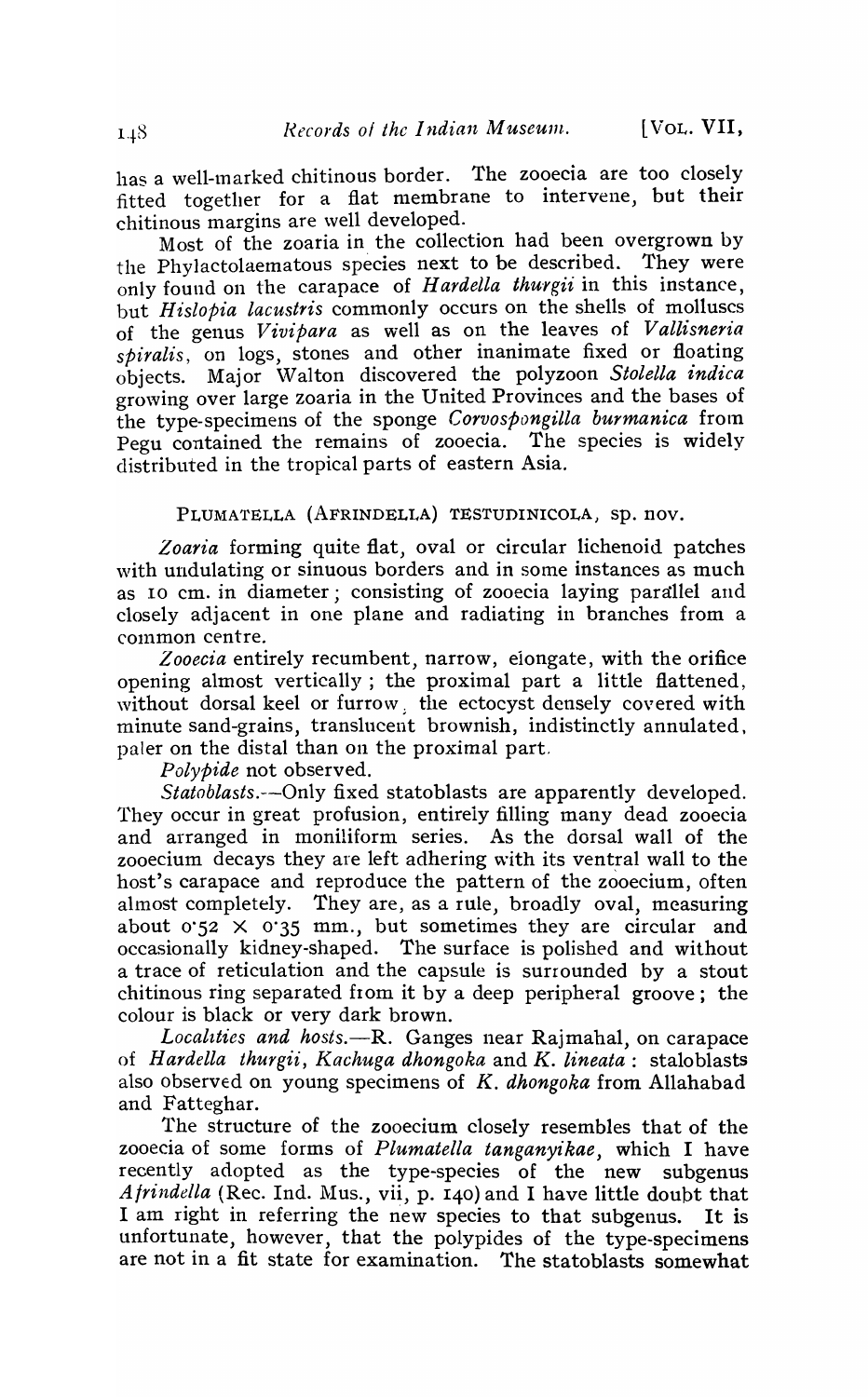has a well-marked chitinous border. The zooecia are too closely fitted together for a flat membrane to intervene, but their chitinous margins are well developed.

Most of the zoaria in the collection had been overgrown by the Phylactolaematous species next to be described. They were only found on the carapace of *Hardella thurgii* in this instance, but *Hislopia lacustris* commonly occurs on the shells of molluscs of the genus *Vivipara* as well as on the leaves of *Vallisneria spiralis*, on logs, stones and other inanimate fixed or floating objects. Major Walton discovered the polyzoon *Stolella indica* growing over large zoaria in the United Provinces and the bases of the type-specimens of the sponge *Corvospongilla burmanica* from Pegu contained the remains of zooecia. The species is widely distributed in the tropical parts of eastern Asia.

## PLUMATELLA (AFRINDELLA) TESTUDINICOLA, sp. nov.

*Zoaria* forming quite flat, oval or circular lichenoid patches with undulating or sinuous borders and in some instances as much as 10 cm. in diameter; consisting of zooecia laying parallel and closely adjacent in one plane and radiating in branches from a common centre.

*Zooecia* entirely recumbent, narrow, elongate, with the orifice opening almost vertically; the proximal part a little flattened, without dorsal keel or furrow, the ectocyst densely covered with minute sand-grains, translucent brownish, indistinctly annulated, paler on the distal than on the proximal part.

*Polypide* not observed.

*Statoblasts.*—Only fixed statoblasts are apparently developed. They occur in great profusion, entirely filling many dead zooecia and arranged in moniliform series. As the dorsal wall of the zooecium decays they are left adhering with its ventral wall to the host's carapace and reproduce the pattern of the zooecium, often almost completely. They are, as a rule, broadly oval, measuring about 0·52 × 0·35 mm., but sometimes they are circular and occasionally kidney-shaped. The surface is polished and without a trace of reticulation and the capsule is surrounded by a stout chitinous ring separated from it by a deep peripheral groove; the colour is black or very dark brown.

*Localities and hosts.*—R. Ganges near Rajmahal, on carapace of *Hardella thurgii*, *Kachuga dhongoka* and *K. lineata*: staloblasts also observed on young specimens of *K. dhongoka* from Allahabad and Fatteghar.

The structure of the zooecium closely resembles that of the zooecia of some forms of *Plumatella tanganyikae*, which I have recently adopted as the type-species of the new subgenus *Afrindella* (Rec. Ind. Mus., vii, p. 140) and I have little doubt that I am right in referring the new species to that subgenus. It is unfortunate, however, that the polypides of the type-specimens are not in a fit state for examination. The statoblasts somewhat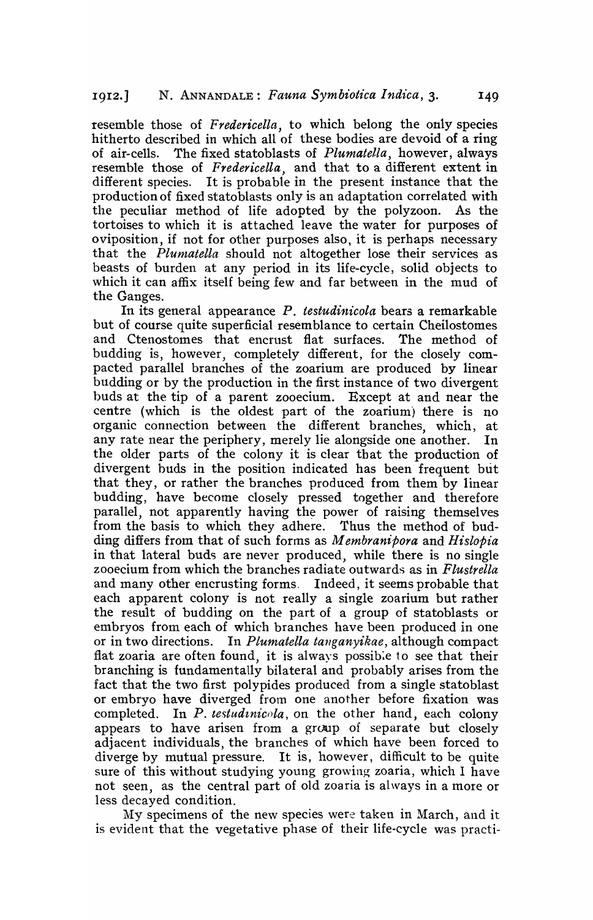resemble those of *Fredericella*, to which belong the only species hitherto described in which all of these bodies are devoid of a ring of air-cells. The fixed statoblasts of *Plumatella*, however, always resemble those of *Fredericella*, and that to a different extent in different species. It is probable in the present instance that the production of fixed statoblasts only is an adaptation correlated with the peculiar method of life adopted by the polyzoon. As the tortoises to which it is attached leave the water for purposes of oviposition, if not for other purposes also, it is perhaps necessary that the *Plumatella* should not altogether lose their services as beasts of burden at any period in its life-cycle, solid objects to which it can affix itself being few and far between in the mud of the Ganges.

In its general appearance *P. testudinicola* bears a remarkable but of course quite superficial resemblance to certain Cheilostomes and Ctenostomes that encrust flat surfaces. The method of budding is, however, completely different, for the closely compacted parallel branches of the zoarium are produced by linear budding or by the production in the first instance of two divergent buds at the tip of a parent zooecium. Except at and near the centre (which is the oldest part of the zoarium) there is no organic connection between the different branches, which, at any rate near the periphery, merely lie alongside one another. In the older parts of the colony it is clear that the production of divergent buds in the position indicated has been frequent but that they, or rather the branches produced from them by linear budding, have become closely pressed together and therefore parallel, not apparently having the power of raising themselves from the basis to which they adhere. Thus the method of budding differs from that of such forms as *Membranipora* and *Hislopia* in that lateral buds are never produced, while there is no single zooecium from which the branches radiate outwards as in *Flustrella* and many other encrusting forms. Indeed, it seems probable that each apparent colony is not really a single zoarium but rather the result of budding on the part of a group of statoblasts or embryos from each of which branches have been produced in one or in two directions. In *Plumatella tanganyikae*, although compact flat zoaria are often found, it is always possible to see that their branching is fundamentally bilateral and probably arises from the fact that the two first polypides produced from a single statoblast or embryo have diverged from one another before fixation was completed. In *P. testudinicola*, on the other hand, each colony appears to have arisen from a group of separate but closely adjacent individuals, the branches of which have been forced to diverge by mutual pressure. It is, however, difficult to be quite sure of this without studying young growing zoaria, which I have not seen, as the central part of old zoaria is always in a more or less decayed condition.

My specimens of the new species were taken in March, and it is evident that the vegetative phase of their life-cycle was practi-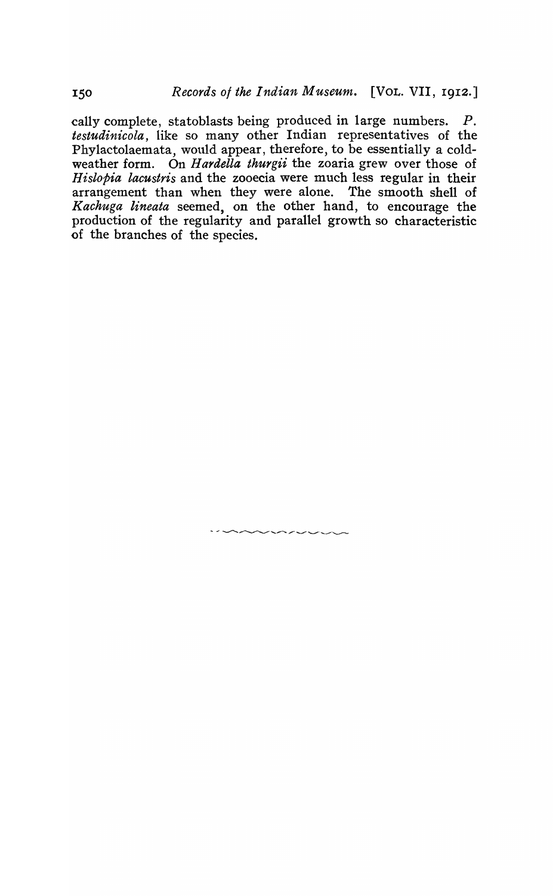cally complete, statoblasts being produced in large numbers. *P. testudinicola*, like so many other Indian representatives of the Phylactolaemata, would appear, therefore, to be essentially a cold-weather form. On *Hardella thurgii* the zoaria grew over those of *Hislopia lacustris* and the zooecia were much less regular in their arrangement than when they were alone. The smooth shell of *Kachuga lineata* seemed, on the other hand, to encourage the production of the regularity and parallel growth so characteristic of the branches of the species.